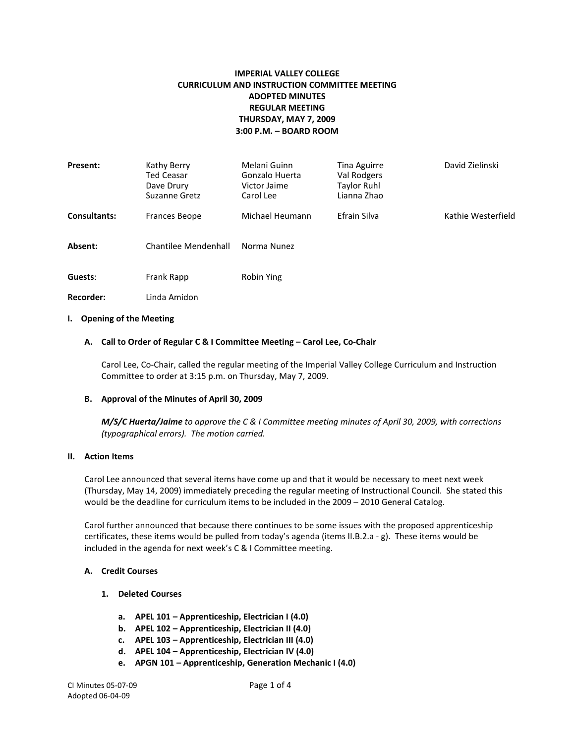**IMPERIAL VALLEY COLLEGE**
**CURRICULUM AND INSTRUCTION COMMITTEE MEETING**
**ADOPTED MINUTES**
**REGULAR MEETING**
**THURSDAY, MAY 7, 2009**
**3:00 P.M. – BOARD ROOM**

| | | | | |
|---|---|---|---|---|
| **Present:** | Kathy Berry<br>Ted Ceasar<br>Dave Drury<br>Suzanne Gretz | Melani Guinn<br>Gonzalo Huerta<br>Victor Jaime<br>Carol Lee | Tina Aguirre<br>Val Rodgers<br>Taylor Ruhl<br>Lianna Zhao | David Zielinski |
| **Consultants:** | Frances Beope | Michael Heumann | Efrain Silva | Kathie Westerfield |
| **Absent:** | Chantilee Mendenhall | Norma Nunez | | |
| **Guests**: | Frank Rapp | Robin Ying | | |
| **Recorder:** | Linda Amidon | | | |

## I. Opening of the Meeting

### A. Call to Order of Regular C & I Committee Meeting – Carol Lee, Co-Chair

Carol Lee, Co-Chair, called the regular meeting of the Imperial Valley College Curriculum and Instruction Committee to order at 3:15 p.m. on Thursday, May 7, 2009.

### B. Approval of the Minutes of April 30, 2009

***M/S/C Huerta/Jaime*** *to approve the C & I Committee meeting minutes of April 30, 2009, with corrections (typographical errors). The motion carried.*

## II. Action Items

Carol Lee announced that several items have come up and that it would be necessary to meet next week (Thursday, May 14, 2009) immediately preceding the regular meeting of Instructional Council. She stated this would be the deadline for curriculum items to be included in the 2009 – 2010 General Catalog.

Carol further announced that because there continues to be some issues with the proposed apprenticeship certificates, these items would be pulled from today's agenda (items II.B.2.a - g). These items would be included in the agenda for next week's C & I Committee meeting.

### A. Credit Courses

#### 1. Deleted Courses

- **a. APEL 101 – Apprenticeship, Electrician I (4.0)**
- **b. APEL 102 – Apprenticeship, Electrician II (4.0)**
- **c. APEL 103 – Apprenticeship, Electrician III (4.0)**
- **d. APEL 104 – Apprenticeship, Electrician IV (4.0)**
- **e. APGN 101 – Apprenticeship, Generation Mechanic I (4.0)**

CI Minutes 05-07-09
Adopted 06-04-09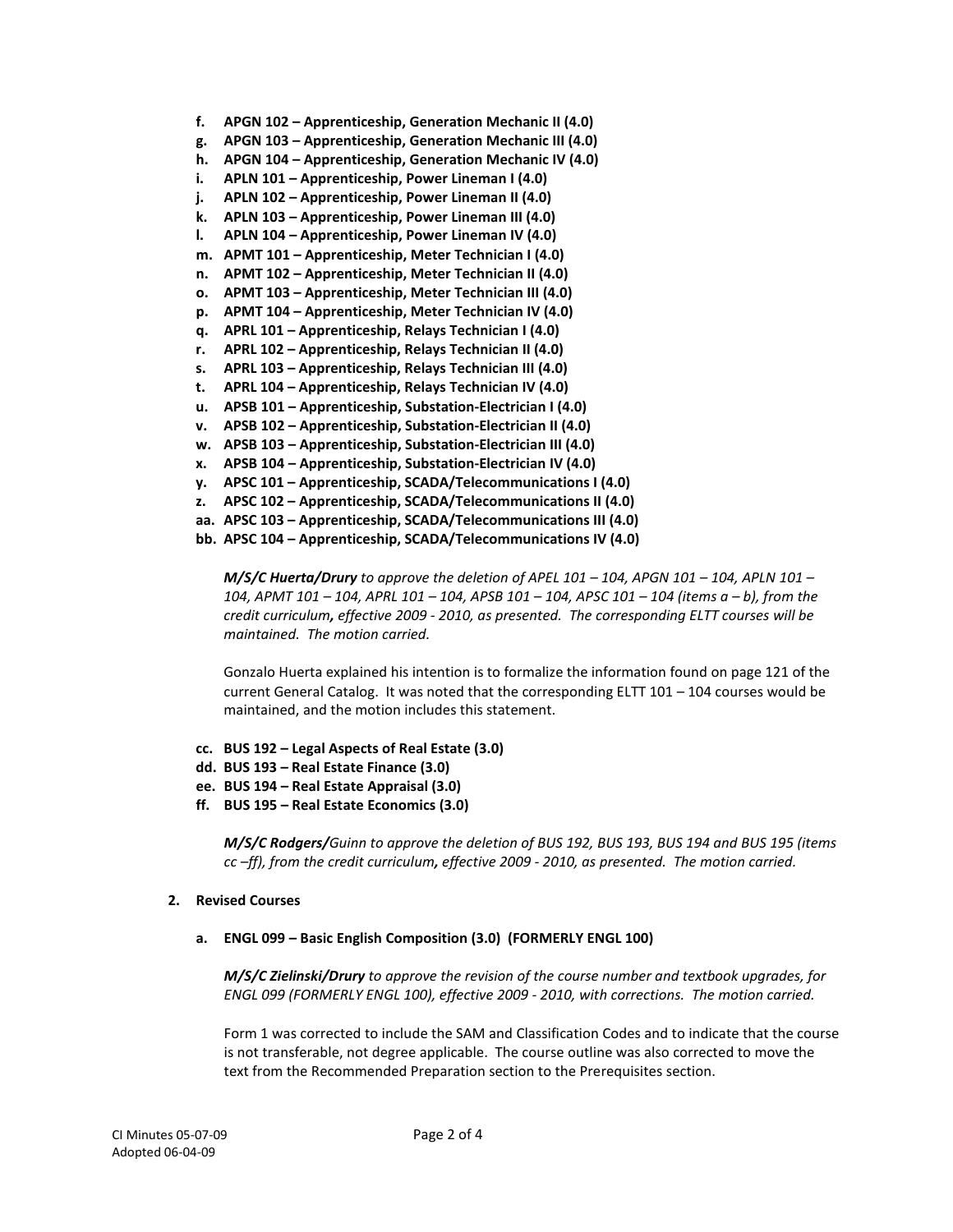- **f. APGN 102 – Apprenticeship, Generation Mechanic II (4.0)**
- **g. APGN 103 – Apprenticeship, Generation Mechanic III (4.0)**
- **h. APGN 104 – Apprenticeship, Generation Mechanic IV (4.0)**
- **i. APLN 101 – Apprenticeship, Power Lineman I (4.0)**
- **j. APLN 102 – Apprenticeship, Power Lineman II (4.0)**
- **k. APLN 103 – Apprenticeship, Power Lineman III (4.0)**
- **l. APLN 104 – Apprenticeship, Power Lineman IV (4.0)**
- **m. APMT 101 – Apprenticeship, Meter Technician I (4.0)**
- **n. APMT 102 – Apprenticeship, Meter Technician II (4.0)**
- **o. APMT 103 – Apprenticeship, Meter Technician III (4.0)**
- **p. APMT 104 – Apprenticeship, Meter Technician IV (4.0)**
- **q. APRL 101 – Apprenticeship, Relays Technician I (4.0)**
- **r. APRL 102 – Apprenticeship, Relays Technician II (4.0)**
- **s. APRL 103 – Apprenticeship, Relays Technician III (4.0)**
- **t. APRL 104 – Apprenticeship, Relays Technician IV (4.0)**
- **u. APSB 101 – Apprenticeship, Substation-Electrician I (4.0)**
- **v. APSB 102 – Apprenticeship, Substation-Electrician II (4.0)**
- **w. APSB 103 – Apprenticeship, Substation-Electrician III (4.0)**
- **x. APSB 104 – Apprenticeship, Substation-Electrician IV (4.0)**
- **y. APSC 101 – Apprenticeship, SCADA/Telecommunications I (4.0)**
- **z. APSC 102 – Apprenticeship, SCADA/Telecommunications II (4.0)**
- **aa. APSC 103 – Apprenticeship, SCADA/Telecommunications III (4.0)**
- **bb. APSC 104 – Apprenticeship, SCADA/Telecommunications IV (4.0)**

***M/S/C Huerta/Drury*** *to approve the deletion of APEL 101 – 104, APGN 101 – 104, APLN 101 – 104, APMT 101 – 104, APRL 101 – 104, APSB 101 – 104, APSC 101 – 104 (items a – b), from the credit curriculum, effective 2009 - 2010, as presented. The corresponding ELTT courses will be maintained. The motion carried.*

Gonzalo Huerta explained his intention is to formalize the information found on page 121 of the current General Catalog. It was noted that the corresponding ELTT 101 – 104 courses would be maintained, and the motion includes this statement.

- **cc. BUS 192 – Legal Aspects of Real Estate (3.0)**
- **dd. BUS 193 – Real Estate Finance (3.0)**
- **ee. BUS 194 – Real Estate Appraisal (3.0)**
- **ff. BUS 195 – Real Estate Economics (3.0)**

***M/S/C Rodgers/****Guinn to approve the deletion of BUS 192, BUS 193, BUS 194 and BUS 195 (items cc –ff), from the credit curriculum, effective 2009 - 2010, as presented. The motion carried.*

**2. Revised Courses**

**a. ENGL 099 – Basic English Composition (3.0) (FORMERLY ENGL 100)**

***M/S/C Zielinski/Drury*** *to approve the revision of the course number and textbook upgrades, for ENGL 099 (FORMERLY ENGL 100), effective 2009 - 2010, with corrections. The motion carried.*

Form 1 was corrected to include the SAM and Classification Codes and to indicate that the course is not transferable, not degree applicable. The course outline was also corrected to move the text from the Recommended Preparation section to the Prerequisites section.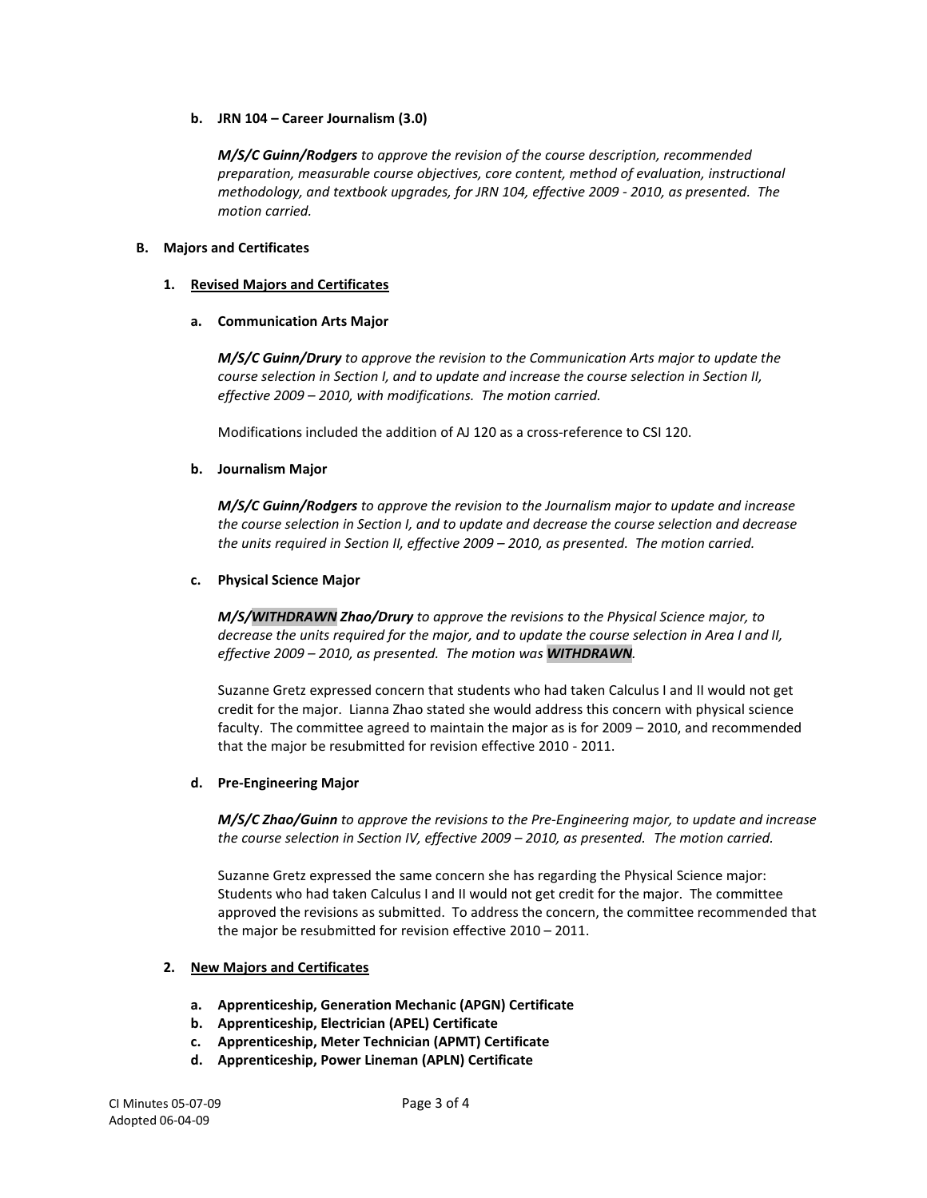**b. JRN 104 – Career Journalism (3.0)**

***M/S/C Guinn/Rodgers*** *to approve the revision of the course description, recommended preparation, measurable course objectives, core content, method of evaluation, instructional methodology, and textbook upgrades, for JRN 104, effective 2009 - 2010, as presented. The motion carried.*

**B. Majors and Certificates**

**1. Revised Majors and Certificates**

**a. Communication Arts Major**

***M/S/C Guinn/Drury*** *to approve the revision to the Communication Arts major to update the course selection in Section I, and to update and increase the course selection in Section II, effective 2009 – 2010, with modifications. The motion carried.*

Modifications included the addition of AJ 120 as a cross-reference to CSI 120.

**b. Journalism Major**

***M/S/C Guinn/Rodgers*** *to approve the revision to the Journalism major to update and increase the course selection in Section I, and to update and decrease the course selection and decrease the units required in Section II, effective 2009 – 2010, as presented. The motion carried.*

**c. Physical Science Major**

***M/S/WITHDRAWN Zhao/Drury*** *to approve the revisions to the Physical Science major, to decrease the units required for the major, and to update the course selection in Area I and II, effective 2009 – 2010, as presented. The motion was* ***WITHDRAWN****.*

Suzanne Gretz expressed concern that students who had taken Calculus I and II would not get credit for the major. Lianna Zhao stated she would address this concern with physical science faculty. The committee agreed to maintain the major as is for 2009 – 2010, and recommended that the major be resubmitted for revision effective 2010 - 2011.

**d. Pre-Engineering Major**

***M/S/C Zhao/Guinn*** *to approve the revisions to the Pre-Engineering major, to update and increase the course selection in Section IV, effective 2009 – 2010, as presented. The motion carried.*

Suzanne Gretz expressed the same concern she has regarding the Physical Science major: Students who had taken Calculus I and II would not get credit for the major. The committee approved the revisions as submitted. To address the concern, the committee recommended that the major be resubmitted for revision effective 2010 – 2011.

**2. New Majors and Certificates**

**a. Apprenticeship, Generation Mechanic (APGN) Certificate**
**b. Apprenticeship, Electrician (APEL) Certificate**
**c. Apprenticeship, Meter Technician (APMT) Certificate**
**d. Apprenticeship, Power Lineman (APLN) Certificate**

CI Minutes 05-07-09
Adopted 06-04-09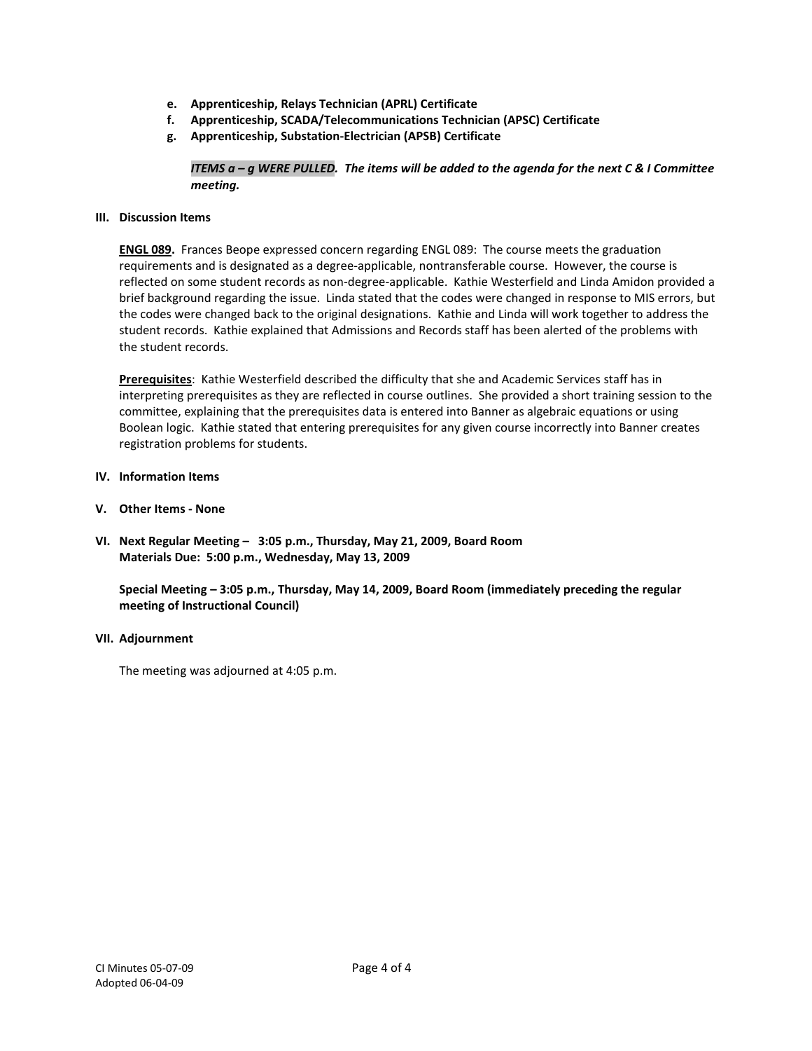e. **Apprenticeship, Relays Technician (APRL) Certificate**
f. **Apprenticeship, SCADA/Telecommunications Technician (APSC) Certificate**
g. **Apprenticeship, Substation-Electrician (APSB) Certificate**

***ITEMS a – g WERE PULLED. The items will be added to the agenda for the next C & I Committee meeting.***

**III. Discussion Items**

**ENGL 089.** Frances Beope expressed concern regarding ENGL 089: The course meets the graduation requirements and is designated as a degree-applicable, nontransferable course. However, the course is reflected on some student records as non-degree-applicable. Kathie Westerfield and Linda Amidon provided a brief background regarding the issue. Linda stated that the codes were changed in response to MIS errors, but the codes were changed back to the original designations. Kathie and Linda will work together to address the student records. Kathie explained that Admissions and Records staff has been alerted of the problems with the student records.

**Prerequisites**: Kathie Westerfield described the difficulty that she and Academic Services staff has in interpreting prerequisites as they are reflected in course outlines. She provided a short training session to the committee, explaining that the prerequisites data is entered into Banner as algebraic equations or using Boolean logic. Kathie stated that entering prerequisites for any given course incorrectly into Banner creates registration problems for students.

**IV. Information Items**

**V. Other Items - None**

**VI. Next Regular Meeting – 3:05 p.m., Thursday, May 21, 2009, Board Room**
**Materials Due: 5:00 p.m., Wednesday, May 13, 2009**

**Special Meeting – 3:05 p.m., Thursday, May 14, 2009, Board Room (immediately preceding the regular meeting of Instructional Council)**

**VII. Adjournment**

The meeting was adjourned at 4:05 p.m.

CI Minutes 05-07-09
Adopted 06-04-09